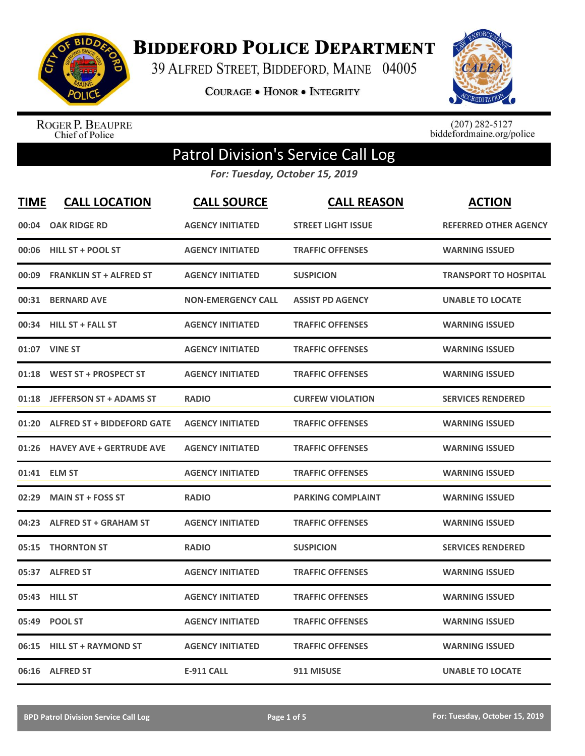# Biddeford Police Department

39 Alfred Street, Biddeford, Maine 04005

**Courage • Honor • Integrity**

Roger P. Beaupre
Chief of Police

(207) 282-5127
biddefordmaine.org/police

## Patrol Division's Service Call Log

*For: Tuesday, October 15, 2019*

| TIME | CALL LOCATION | CALL SOURCE | CALL REASON | ACTION |
|---|---|---|---|---|
| 00:04 | OAK RIDGE RD | AGENCY INITIATED | STREET LIGHT ISSUE | REFERRED OTHER AGENCY |
| 00:06 | HILL ST + POOL ST | AGENCY INITIATED | TRAFFIC OFFENSES | WARNING ISSUED |
| 00:09 | FRANKLIN ST + ALFRED ST | AGENCY INITIATED | SUSPICION | TRANSPORT TO HOSPITAL |
| 00:31 | BERNARD AVE | NON-EMERGENCY CALL | ASSIST PD AGENCY | UNABLE TO LOCATE |
| 00:34 | HILL ST + FALL ST | AGENCY INITIATED | TRAFFIC OFFENSES | WARNING ISSUED |
| 01:07 | VINE ST | AGENCY INITIATED | TRAFFIC OFFENSES | WARNING ISSUED |
| 01:18 | WEST ST + PROSPECT ST | AGENCY INITIATED | TRAFFIC OFFENSES | WARNING ISSUED |
| 01:18 | JEFFERSON ST + ADAMS ST | RADIO | CURFEW VIOLATION | SERVICES RENDERED |
| 01:20 | ALFRED ST + BIDDEFORD GATE | AGENCY INITIATED | TRAFFIC OFFENSES | WARNING ISSUED |
| 01:26 | HAVEY AVE + GERTRUDE AVE | AGENCY INITIATED | TRAFFIC OFFENSES | WARNING ISSUED |
| 01:41 | ELM ST | AGENCY INITIATED | TRAFFIC OFFENSES | WARNING ISSUED |
| 02:29 | MAIN ST + FOSS ST | RADIO | PARKING COMPLAINT | WARNING ISSUED |
| 04:23 | ALFRED ST + GRAHAM ST | AGENCY INITIATED | TRAFFIC OFFENSES | WARNING ISSUED |
| 05:15 | THORNTON ST | RADIO | SUSPICION | SERVICES RENDERED |
| 05:37 | ALFRED ST | AGENCY INITIATED | TRAFFIC OFFENSES | WARNING ISSUED |
| 05:43 | HILL ST | AGENCY INITIATED | TRAFFIC OFFENSES | WARNING ISSUED |
| 05:49 | POOL ST | AGENCY INITIATED | TRAFFIC OFFENSES | WARNING ISSUED |
| 06:15 | HILL ST + RAYMOND ST | AGENCY INITIATED | TRAFFIC OFFENSES | WARNING ISSUED |
| 06:16 | ALFRED ST | E-911 CALL | 911 MISUSE | UNABLE TO LOCATE |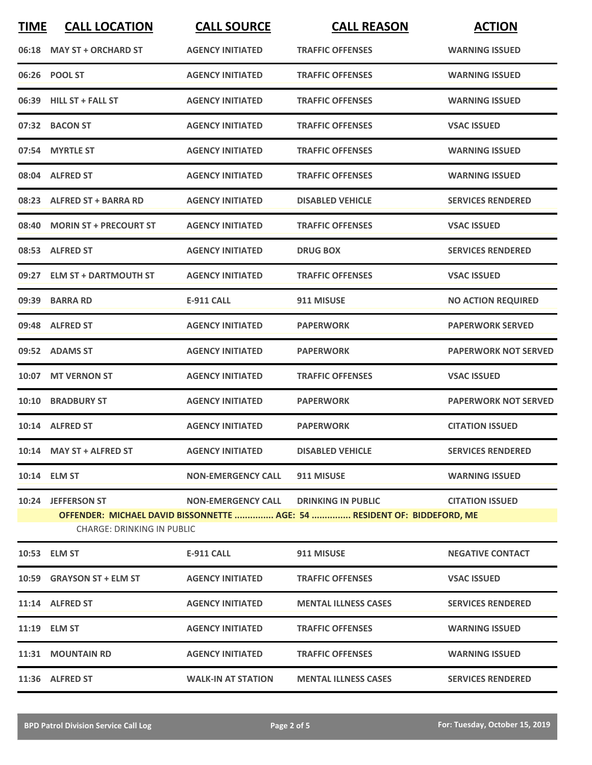| TIME | CALL LOCATION | CALL SOURCE | CALL REASON | ACTION |
|---|---|---|---|---|
| 06:18 | MAY ST + ORCHARD ST | AGENCY INITIATED | TRAFFIC OFFENSES | WARNING ISSUED |
| 06:26 | POOL ST | AGENCY INITIATED | TRAFFIC OFFENSES | WARNING ISSUED |
| 06:39 | HILL ST + FALL ST | AGENCY INITIATED | TRAFFIC OFFENSES | WARNING ISSUED |
| 07:32 | BACON ST | AGENCY INITIATED | TRAFFIC OFFENSES | VSAC ISSUED |
| 07:54 | MYRTLE ST | AGENCY INITIATED | TRAFFIC OFFENSES | WARNING ISSUED |
| 08:04 | ALFRED ST | AGENCY INITIATED | TRAFFIC OFFENSES | WARNING ISSUED |
| 08:23 | ALFRED ST + BARRA RD | AGENCY INITIATED | DISABLED VEHICLE | SERVICES RENDERED |
| 08:40 | MORIN ST + PRECOURT ST | AGENCY INITIATED | TRAFFIC OFFENSES | VSAC ISSUED |
| 08:53 | ALFRED ST | AGENCY INITIATED | DRUG BOX | SERVICES RENDERED |
| 09:27 | ELM ST + DARTMOUTH ST | AGENCY INITIATED | TRAFFIC OFFENSES | VSAC ISSUED |
| 09:39 | BARRA RD | E-911 CALL | 911 MISUSE | NO ACTION REQUIRED |
| 09:48 | ALFRED ST | AGENCY INITIATED | PAPERWORK | PAPERWORK SERVED |
| 09:52 | ADAMS ST | AGENCY INITIATED | PAPERWORK | PAPERWORK NOT SERVED |
| 10:07 | MT VERNON ST | AGENCY INITIATED | TRAFFIC OFFENSES | VSAC ISSUED |
| 10:10 | BRADBURY ST | AGENCY INITIATED | PAPERWORK | PAPERWORK NOT SERVED |
| 10:14 | ALFRED ST | AGENCY INITIATED | PAPERWORK | CITATION ISSUED |
| 10:14 | MAY ST + ALFRED ST | AGENCY INITIATED | DISABLED VEHICLE | SERVICES RENDERED |
| 10:14 | ELM ST | NON-EMERGENCY CALL | 911 MISUSE | WARNING ISSUED |
| 10:24 | JEFFERSON ST | NON-EMERGENCY CALL | DRINKING IN PUBLIC | CITATION ISSUED |
| | OFFENDER: MICHAEL DAVID BISSONNETTE ............... AGE: 54 ............... RESIDENT OF: BIDDEFORD, ME<br>CHARGE: DRINKING IN PUBLIC | | | |
| 10:53 | ELM ST | E-911 CALL | 911 MISUSE | NEGATIVE CONTACT |
| 10:59 | GRAYSON ST + ELM ST | AGENCY INITIATED | TRAFFIC OFFENSES | VSAC ISSUED |
| 11:14 | ALFRED ST | AGENCY INITIATED | MENTAL ILLNESS CASES | SERVICES RENDERED |
| 11:19 | ELM ST | AGENCY INITIATED | TRAFFIC OFFENSES | WARNING ISSUED |
| 11:31 | MOUNTAIN RD | AGENCY INITIATED | TRAFFIC OFFENSES | WARNING ISSUED |
| 11:36 | ALFRED ST | WALK-IN AT STATION | MENTAL ILLNESS CASES | SERVICES RENDERED |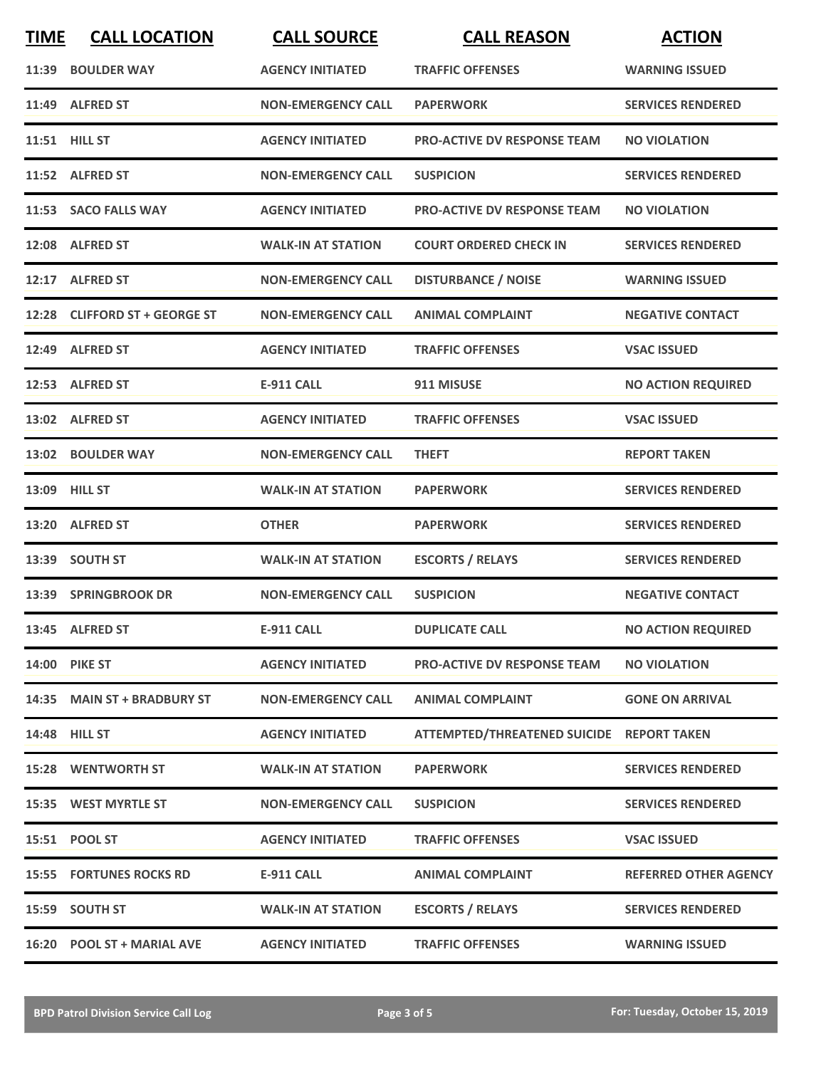| TIME | CALL LOCATION | CALL SOURCE | CALL REASON | ACTION |
|---|---|---|---|---|
| 11:39 | BOULDER WAY | AGENCY INITIATED | TRAFFIC OFFENSES | WARNING ISSUED |
| 11:49 | ALFRED ST | NON-EMERGENCY CALL | PAPERWORK | SERVICES RENDERED |
| 11:51 | HILL ST | AGENCY INITIATED | PRO-ACTIVE DV RESPONSE TEAM | NO VIOLATION |
| 11:52 | ALFRED ST | NON-EMERGENCY CALL | SUSPICION | SERVICES RENDERED |
| 11:53 | SACO FALLS WAY | AGENCY INITIATED | PRO-ACTIVE DV RESPONSE TEAM | NO VIOLATION |
| 12:08 | ALFRED ST | WALK-IN AT STATION | COURT ORDERED CHECK IN | SERVICES RENDERED |
| 12:17 | ALFRED ST | NON-EMERGENCY CALL | DISTURBANCE / NOISE | WARNING ISSUED |
| 12:28 | CLIFFORD ST + GEORGE ST | NON-EMERGENCY CALL | ANIMAL COMPLAINT | NEGATIVE CONTACT |
| 12:49 | ALFRED ST | AGENCY INITIATED | TRAFFIC OFFENSES | VSAC ISSUED |
| 12:53 | ALFRED ST | E-911 CALL | 911 MISUSE | NO ACTION REQUIRED |
| 13:02 | ALFRED ST | AGENCY INITIATED | TRAFFIC OFFENSES | VSAC ISSUED |
| 13:02 | BOULDER WAY | NON-EMERGENCY CALL | THEFT | REPORT TAKEN |
| 13:09 | HILL ST | WALK-IN AT STATION | PAPERWORK | SERVICES RENDERED |
| 13:20 | ALFRED ST | OTHER | PAPERWORK | SERVICES RENDERED |
| 13:39 | SOUTH ST | WALK-IN AT STATION | ESCORTS / RELAYS | SERVICES RENDERED |
| 13:39 | SPRINGBROOK DR | NON-EMERGENCY CALL | SUSPICION | NEGATIVE CONTACT |
| 13:45 | ALFRED ST | E-911 CALL | DUPLICATE CALL | NO ACTION REQUIRED |
| 14:00 | PIKE ST | AGENCY INITIATED | PRO-ACTIVE DV RESPONSE TEAM | NO VIOLATION |
| 14:35 | MAIN ST + BRADBURY ST | NON-EMERGENCY CALL | ANIMAL COMPLAINT | GONE ON ARRIVAL |
| 14:48 | HILL ST | AGENCY INITIATED | ATTEMPTED/THREATENED SUICIDE | REPORT TAKEN |
| 15:28 | WENTWORTH ST | WALK-IN AT STATION | PAPERWORK | SERVICES RENDERED |
| 15:35 | WEST MYRTLE ST | NON-EMERGENCY CALL | SUSPICION | SERVICES RENDERED |
| 15:51 | POOL ST | AGENCY INITIATED | TRAFFIC OFFENSES | VSAC ISSUED |
| 15:55 | FORTUNES ROCKS RD | E-911 CALL | ANIMAL COMPLAINT | REFERRED OTHER AGENCY |
| 15:59 | SOUTH ST | WALK-IN AT STATION | ESCORTS / RELAYS | SERVICES RENDERED |
| 16:20 | POOL ST + MARIAL AVE | AGENCY INITIATED | TRAFFIC OFFENSES | WARNING ISSUED |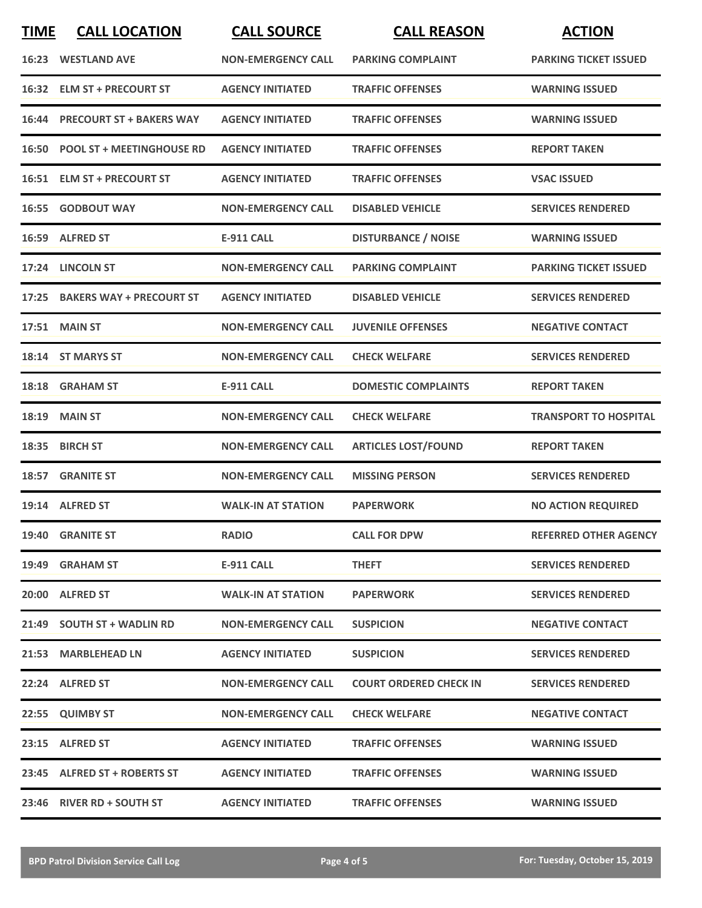| TIME | CALL LOCATION | CALL SOURCE | CALL REASON | ACTION |
|---|---|---|---|---|
| 16:23 | WESTLAND AVE | NON-EMERGENCY CALL | PARKING COMPLAINT | PARKING TICKET ISSUED |
| 16:32 | ELM ST + PRECOURT ST | AGENCY INITIATED | TRAFFIC OFFENSES | WARNING ISSUED |
| 16:44 | PRECOURT ST + BAKERS WAY | AGENCY INITIATED | TRAFFIC OFFENSES | WARNING ISSUED |
| 16:50 | POOL ST + MEETINGHOUSE RD | AGENCY INITIATED | TRAFFIC OFFENSES | REPORT TAKEN |
| 16:51 | ELM ST + PRECOURT ST | AGENCY INITIATED | TRAFFIC OFFENSES | VSAC ISSUED |
| 16:55 | GODBOUT WAY | NON-EMERGENCY CALL | DISABLED VEHICLE | SERVICES RENDERED |
| 16:59 | ALFRED ST | E-911 CALL | DISTURBANCE / NOISE | WARNING ISSUED |
| 17:24 | LINCOLN ST | NON-EMERGENCY CALL | PARKING COMPLAINT | PARKING TICKET ISSUED |
| 17:25 | BAKERS WAY + PRECOURT ST | AGENCY INITIATED | DISABLED VEHICLE | SERVICES RENDERED |
| 17:51 | MAIN ST | NON-EMERGENCY CALL | JUVENILE OFFENSES | NEGATIVE CONTACT |
| 18:14 | ST MARYS ST | NON-EMERGENCY CALL | CHECK WELFARE | SERVICES RENDERED |
| 18:18 | GRAHAM ST | E-911 CALL | DOMESTIC COMPLAINTS | REPORT TAKEN |
| 18:19 | MAIN ST | NON-EMERGENCY CALL | CHECK WELFARE | TRANSPORT TO HOSPITAL |
| 18:35 | BIRCH ST | NON-EMERGENCY CALL | ARTICLES LOST/FOUND | REPORT TAKEN |
| 18:57 | GRANITE ST | NON-EMERGENCY CALL | MISSING PERSON | SERVICES RENDERED |
| 19:14 | ALFRED ST | WALK-IN AT STATION | PAPERWORK | NO ACTION REQUIRED |
| 19:40 | GRANITE ST | RADIO | CALL FOR DPW | REFERRED OTHER AGENCY |
| 19:49 | GRAHAM ST | E-911 CALL | THEFT | SERVICES RENDERED |
| 20:00 | ALFRED ST | WALK-IN AT STATION | PAPERWORK | SERVICES RENDERED |
| 21:49 | SOUTH ST + WADLIN RD | NON-EMERGENCY CALL | SUSPICION | NEGATIVE CONTACT |
| 21:53 | MARBLEHEAD LN | AGENCY INITIATED | SUSPICION | SERVICES RENDERED |
| 22:24 | ALFRED ST | NON-EMERGENCY CALL | COURT ORDERED CHECK IN | SERVICES RENDERED |
| 22:55 | QUIMBY ST | NON-EMERGENCY CALL | CHECK WELFARE | NEGATIVE CONTACT |
| 23:15 | ALFRED ST | AGENCY INITIATED | TRAFFIC OFFENSES | WARNING ISSUED |
| 23:45 | ALFRED ST + ROBERTS ST | AGENCY INITIATED | TRAFFIC OFFENSES | WARNING ISSUED |
| 23:46 | RIVER RD + SOUTH ST | AGENCY INITIATED | TRAFFIC OFFENSES | WARNING ISSUED |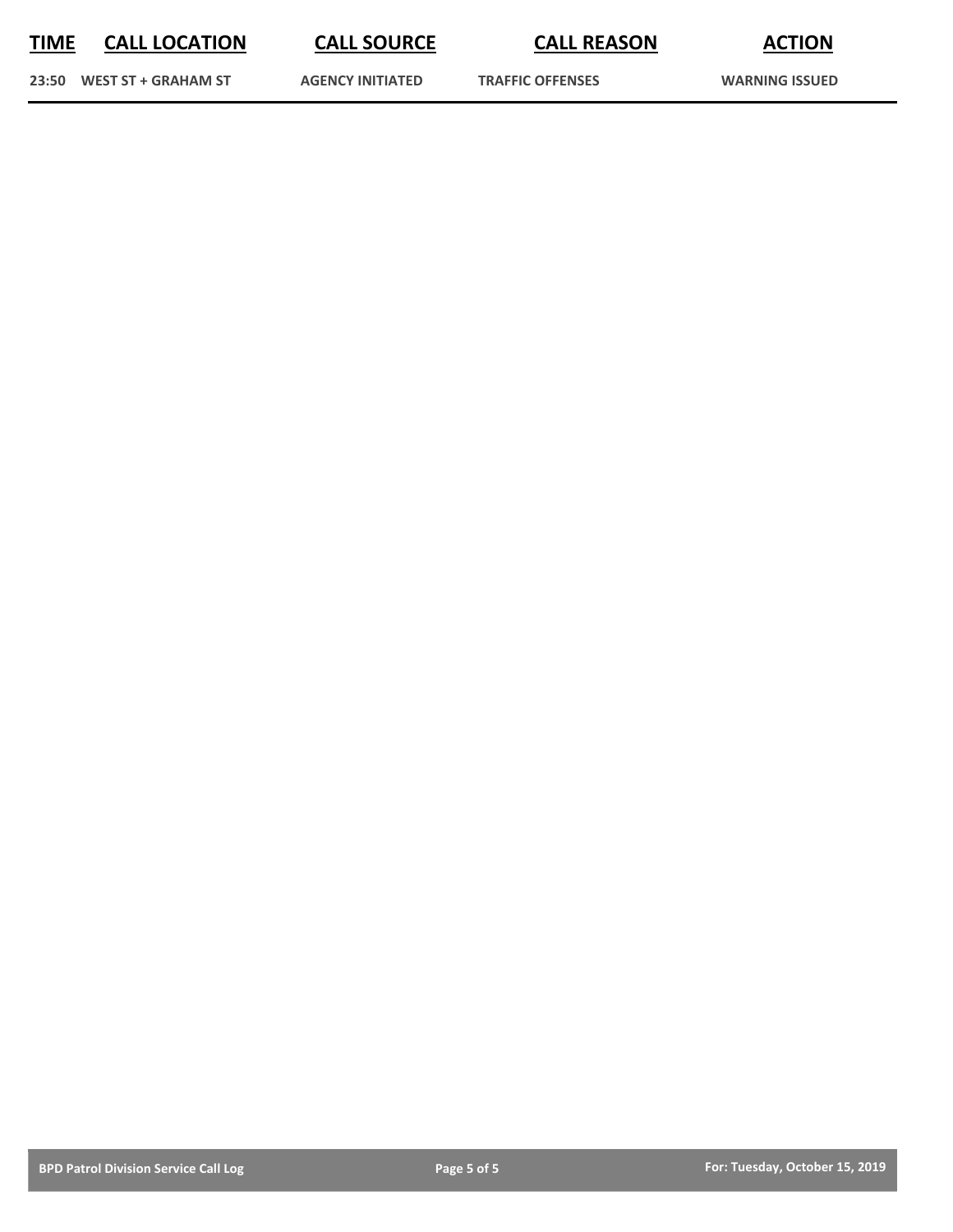| TIME | CALL LOCATION | CALL SOURCE | CALL REASON | ACTION |
|---|---|---|---|---|
| 23:50 | WEST ST + GRAHAM ST | AGENCY INITIATED | TRAFFIC OFFENSES | WARNING ISSUED |